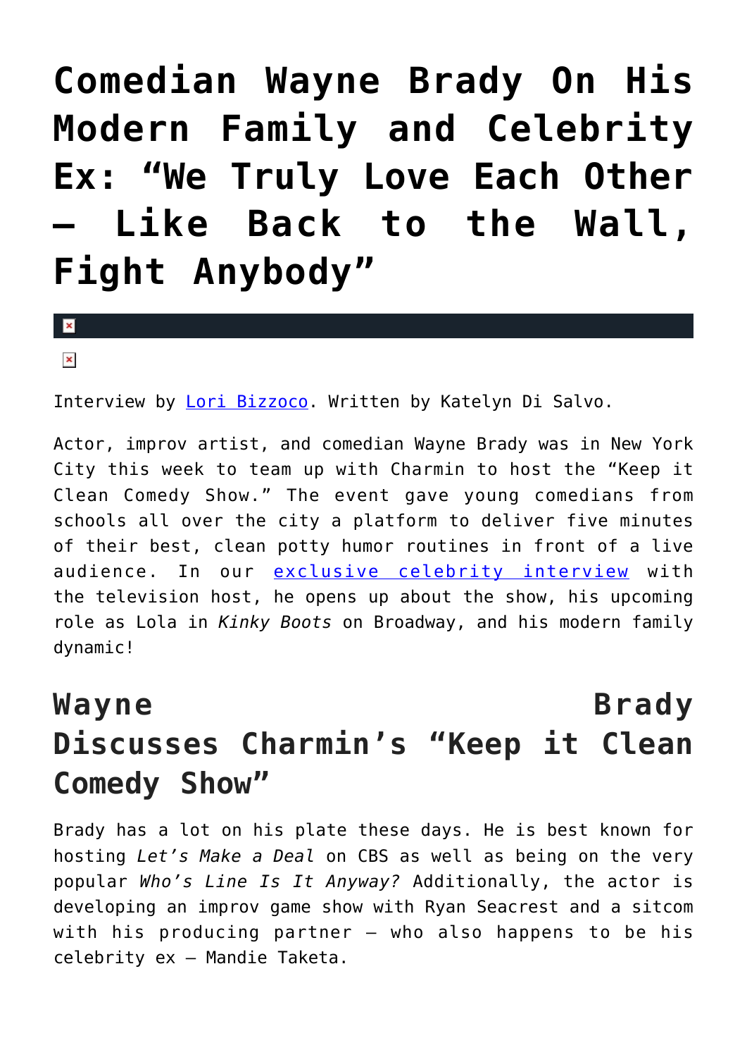# Comedian Wayne Brady On His Modern Family and Celebrity Ex: "We Truly Love Each Other – Like Back to the Wall, Fight Anybody"

Interview by [Lori Bizzoco](). Written by Katelyn Di Salvo.

Actor, improv artist, and comedian Wayne Brady was in New York City this week to team up with Charmin to host the "Keep it Clean Comedy Show." The event gave young comedians from schools all over the city a platform to deliver five minutes of their best, clean potty humor routines in front of a live audience. In our [exclusive celebrity interview]() with the television host, he opens up about the show, his upcoming role as Lola in *Kinky Boots* on Broadway, and his modern family dynamic!

## Wayne Brady Discusses Charmin's "Keep it Clean Comedy Show"

Brady has a lot on his plate these days. He is best known for hosting *Let's Make a Deal* on CBS as well as being on the very popular *Who's Line Is It Anyway?* Additionally, the actor is developing an improv game show with Ryan Seacrest and a sitcom with his producing partner – who also happens to be his celebrity ex – Mandie Taketa.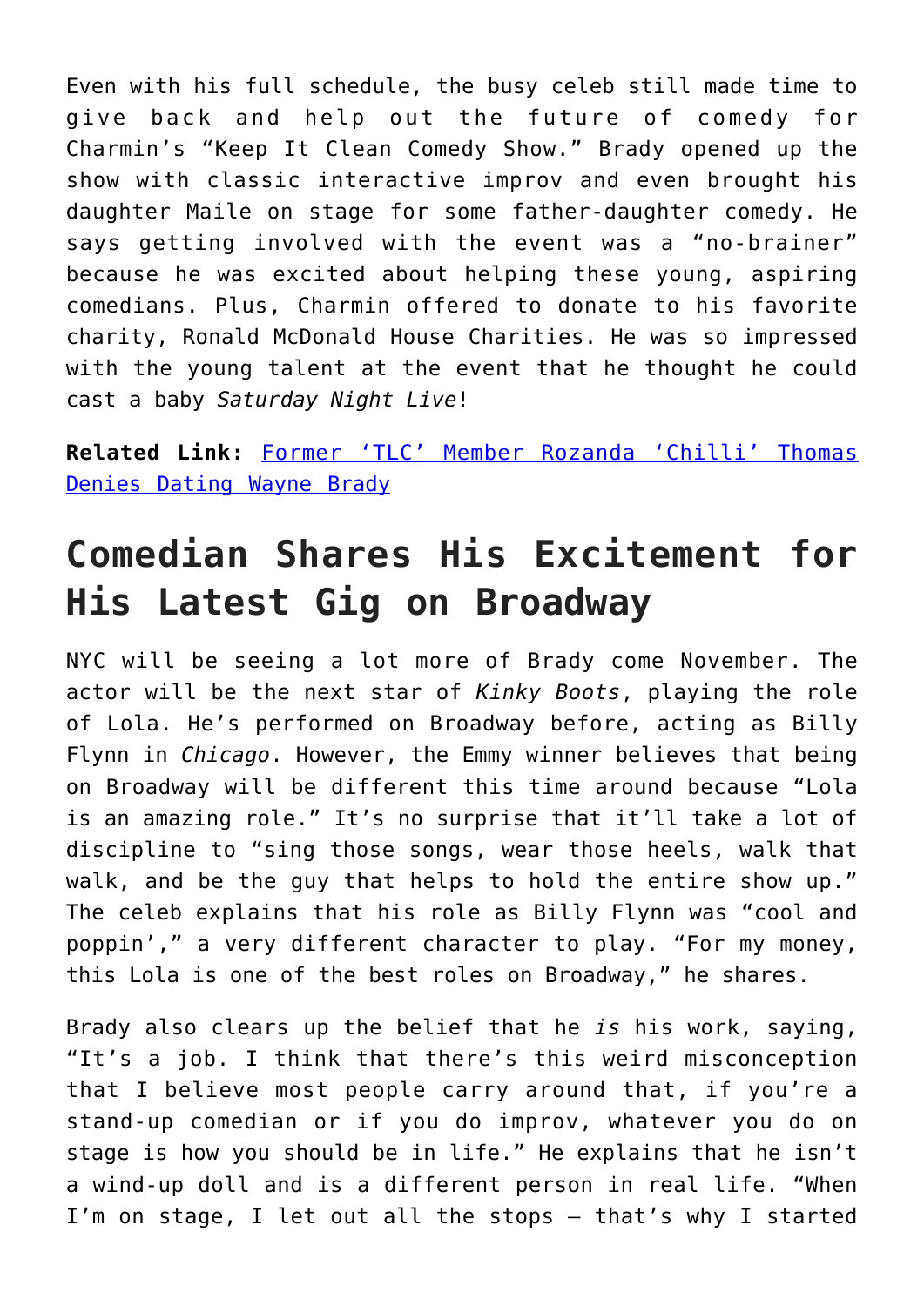Even with his full schedule, the busy celeb still made time to give back and help out the future of comedy for Charmin's "Keep It Clean Comedy Show." Brady opened up the show with classic interactive improv and even brought his daughter Maile on stage for some father-daughter comedy. He says getting involved with the event was a "no-brainer" because he was excited about helping these young, aspiring comedians. Plus, Charmin offered to donate to his favorite charity, Ronald McDonald House Charities. He was so impressed with the young talent at the event that he thought he could cast a baby *Saturday Night Live*!

**Related Link:** [Former 'TLC' Member Rozanda 'Chilli' Thomas Denies Dating Wayne Brady]()

## Comedian Shares His Excitement for His Latest Gig on Broadway

NYC will be seeing a lot more of Brady come November. The actor will be the next star of *Kinky Boots*, playing the role of Lola. He's performed on Broadway before, acting as Billy Flynn in *Chicago*. However, the Emmy winner believes that being on Broadway will be different this time around because "Lola is an amazing role." It's no surprise that it'll take a lot of discipline to "sing those songs, wear those heels, walk that walk, and be the guy that helps to hold the entire show up." The celeb explains that his role as Billy Flynn was "cool and poppin'," a very different character to play. "For my money, this Lola is one of the best roles on Broadway," he shares.

Brady also clears up the belief that he *is* his work, saying, "It's a job. I think that there's this weird misconception that I believe most people carry around that, if you're a stand-up comedian or if you do improv, whatever you do on stage is how you should be in life." He explains that he isn't a wind-up doll and is a different person in real life. "When I'm on stage, I let out all the stops – that's why I started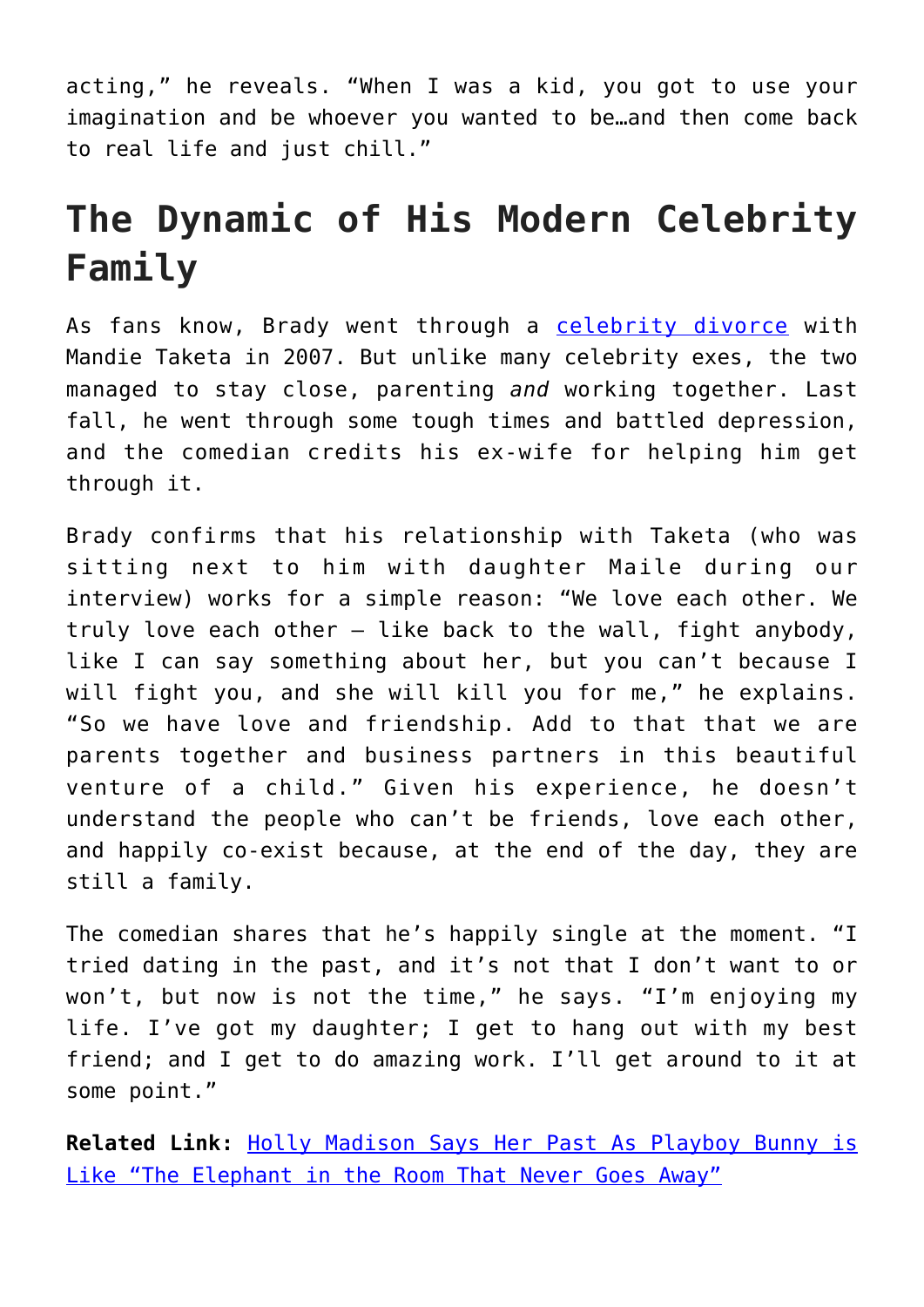acting," he reveals. "When I was a kid, you got to use your imagination and be whoever you wanted to be…and then come back to real life and just chill."

## The Dynamic of His Modern Celebrity Family

As fans know, Brady went through a [celebrity divorce]() with Mandie Taketa in 2007. But unlike many celebrity exes, the two managed to stay close, parenting *and* working together. Last fall, he went through some tough times and battled depression, and the comedian credits his ex-wife for helping him get through it.

Brady confirms that his relationship with Taketa (who was sitting next to him with daughter Maile during our interview) works for a simple reason: "We love each other. We truly love each other – like back to the wall, fight anybody, like I can say something about her, but you can't because I will fight you, and she will kill you for me," he explains. "So we have love and friendship. Add to that that we are parents together and business partners in this beautiful venture of a child." Given his experience, he doesn't understand the people who can't be friends, love each other, and happily co-exist because, at the end of the day, they are still a family.

The comedian shares that he's happily single at the moment. "I tried dating in the past, and it's not that I don't want to or won't, but now is not the time," he says. "I'm enjoying my life. I've got my daughter; I get to hang out with my best friend; and I get to do amazing work. I'll get around to it at some point."

**Related Link:** [Holly Madison Says Her Past As Playboy Bunny is Like "The Elephant in the Room That Never Goes Away"]()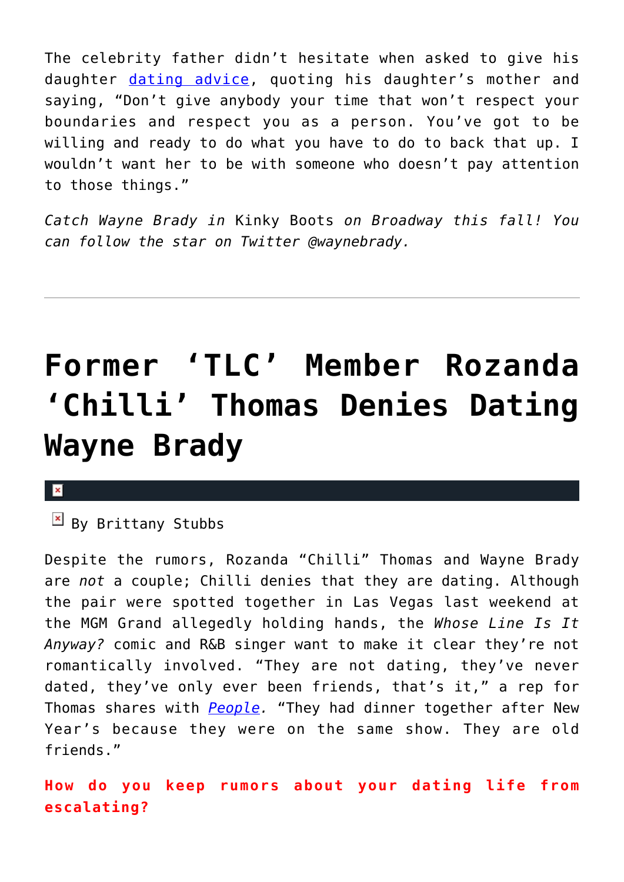The celebrity father didn't hesitate when asked to give his daughter dating advice, quoting his daughter's mother and saying, "Don't give anybody your time that won't respect your boundaries and respect you as a person. You've got to be willing and ready to do what you have to do to back that up. I wouldn't want her to be with someone who doesn't pay attention to those things."

*Catch Wayne Brady in* Kinky Boots *on Broadway this fall! You can follow the star on Twitter @waynebrady.*

---

# Former 'TLC' Member Rozanda 'Chilli' Thomas Denies Dating Wayne Brady

By Brittany Stubbs

Despite the rumors, Rozanda "Chilli" Thomas and Wayne Brady are *not* a couple; Chilli denies that they are dating. Although the pair were spotted together in Las Vegas last weekend at the MGM Grand allegedly holding hands, the *Whose Line Is It Anyway?* comic and R&B singer want to make it clear they're not romantically involved. "They are not dating, they've never dated, they've only ever been friends, that's it," a rep for Thomas shares with *People*. "They had dinner together after New Year's because they were on the same show. They are old friends."

**How do you keep rumors about your dating life from escalating?**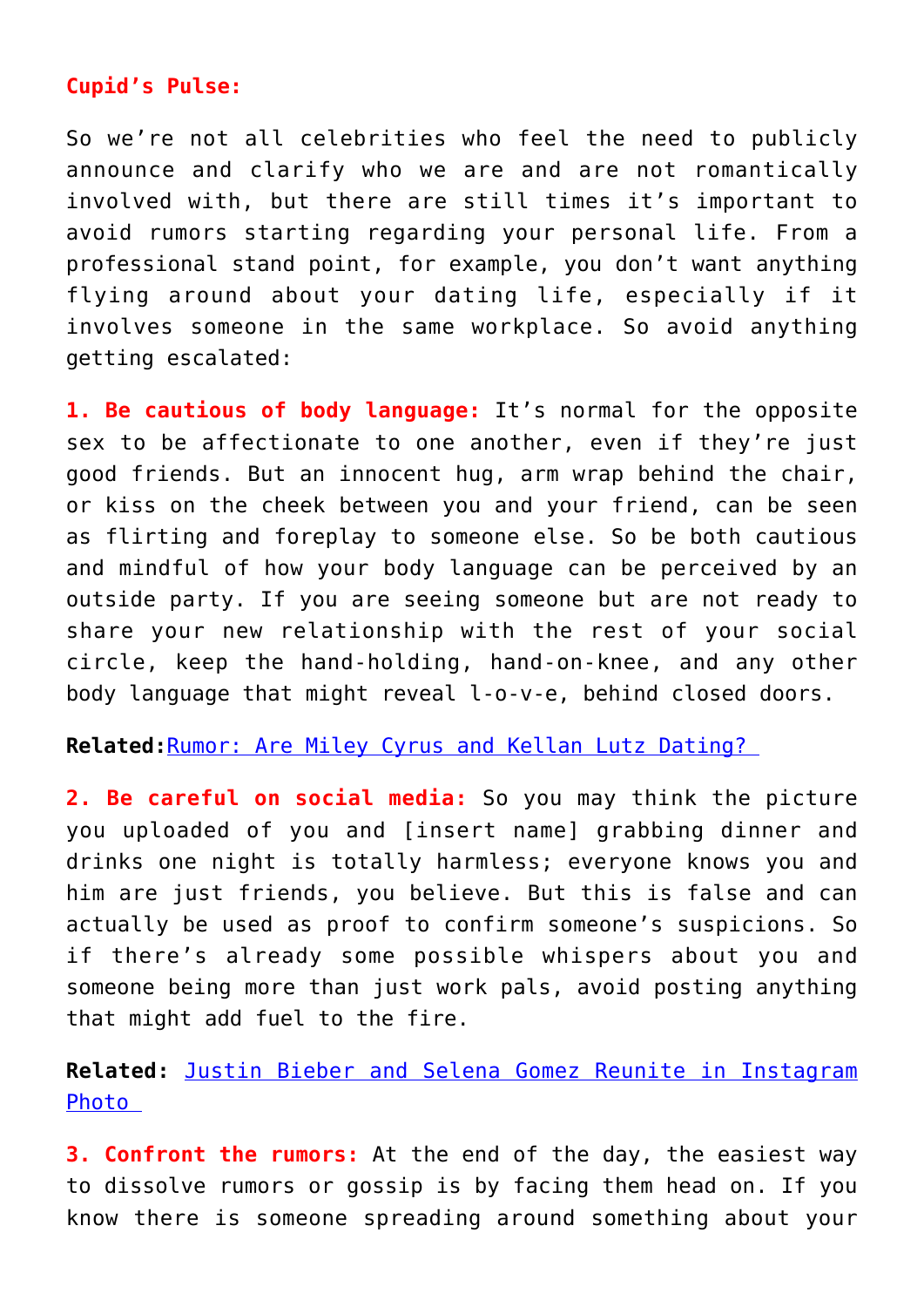**Cupid's Pulse:**

So we're not all celebrities who feel the need to publicly announce and clarify who we are and are not romantically involved with, but there are still times it's important to avoid rumors starting regarding your personal life. From a professional stand point, for example, you don't want anything flying around about your dating life, especially if it involves someone in the same workplace. So avoid anything getting escalated:

**1. Be cautious of body language:** It's normal for the opposite sex to be affectionate to one another, even if they're just good friends. But an innocent hug, arm wrap behind the chair, or kiss on the cheek between you and your friend, can be seen as flirting and foreplay to someone else. So be both cautious and mindful of how your body language can be perceived by an outside party. If you are seeing someone but are not ready to share your new relationship with the rest of your social circle, keep the hand-holding, hand-on-knee, and any other body language that might reveal l-o-v-e, behind closed doors.

**Related:** Rumor: Are Miley Cyrus and Kellan Lutz Dating?

**2. Be careful on social media:** So you may think the picture you uploaded of you and [insert name] grabbing dinner and drinks one night is totally harmless; everyone knows you and him are just friends, you believe. But this is false and can actually be used as proof to confirm someone's suspicions. So if there's already some possible whispers about you and someone being more than just work pals, avoid posting anything that might add fuel to the fire.

**Related:** Justin Bieber and Selena Gomez Reunite in Instagram Photo

**3. Confront the rumors:** At the end of the day, the easiest way to dissolve rumors or gossip is by facing them head on. If you know there is someone spreading around something about your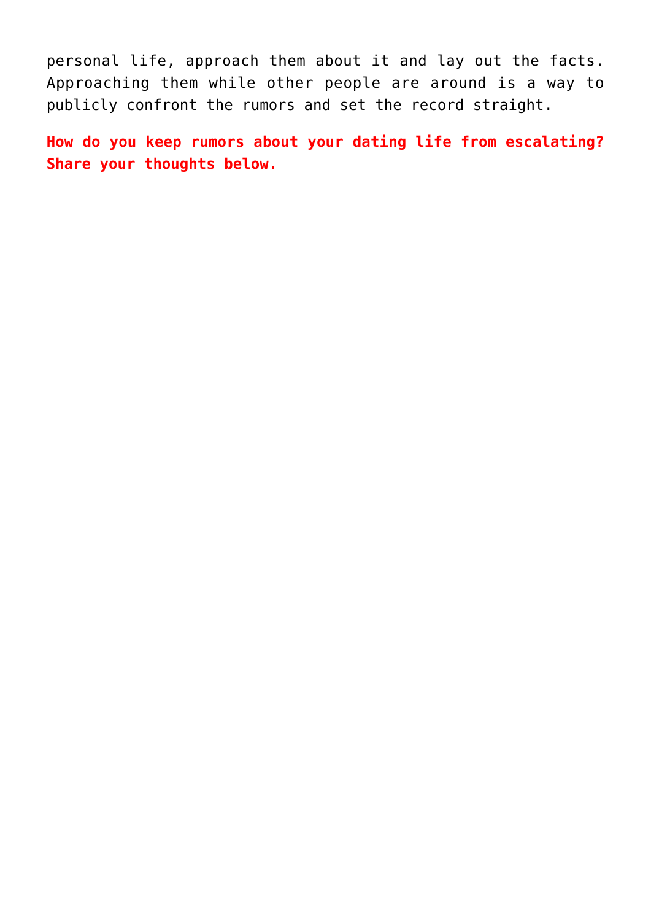personal life, approach them about it and lay out the facts. Approaching them while other people are around is a way to publicly confront the rumors and set the record straight.

**How do you keep rumors about your dating life from escalating? Share your thoughts below.**